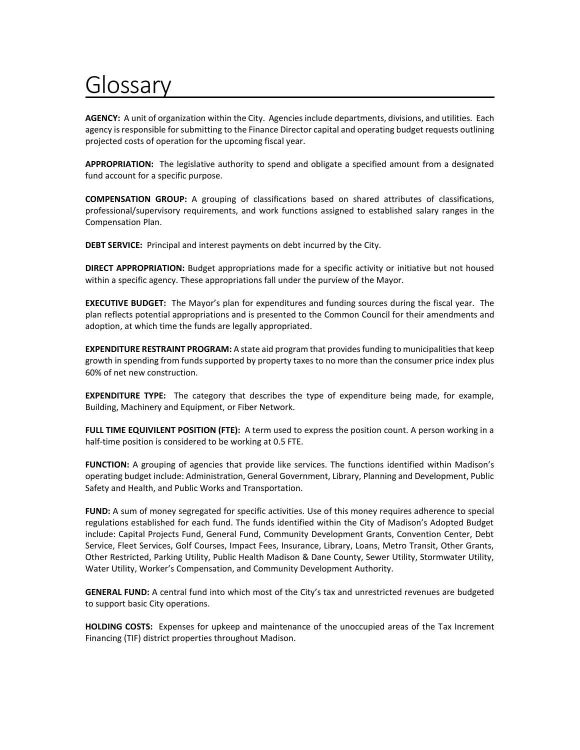# Glossary

**AGENCY:** A unit of organization within the City. Agencies include departments, divisions, and utilities. Each agency is responsible for submitting to the Finance Director capital and operating budget requests outlining projected costs of operation for the upcoming fiscal year.

**APPROPRIATION:** The legislative authority to spend and obligate a specified amount from a designated fund account for a specific purpose.

**COMPENSATION GROUP:** A grouping of classifications based on shared attributes of classifications, professional/supervisory requirements, and work functions assigned to established salary ranges in the Compensation Plan.

**DEBT SERVICE:** Principal and interest payments on debt incurred by the City.

**DIRECT APPROPRIATION:** Budget appropriations made for a specific activity or initiative but not housed within a specific agency. These appropriations fall under the purview of the Mayor.

**EXECUTIVE BUDGET:** The Mayor's plan for expenditures and funding sources during the fiscal year. The plan reflects potential appropriations and is presented to the Common Council for their amendments and adoption, at which time the funds are legally appropriated.

**EXPENDITURE RESTRAINT PROGRAM:** A state aid program that provides funding to municipalities that keep growth in spending from funds supported by property taxes to no more than the consumer price index plus 60% of net new construction.

**EXPENDITURE TYPE:** The category that describes the type of expenditure being made, for example, Building, Machinery and Equipment, or Fiber Network.

**FULL TIME EQUIVILENT POSITION (FTE):** A term used to express the position count. A person working in a half-time position is considered to be working at 0.5 FTE.

**FUNCTION:** A grouping of agencies that provide like services. The functions identified within Madison's operating budget include: Administration, General Government, Library, Planning and Development, Public Safety and Health, and Public Works and Transportation.

**FUND:** A sum of money segregated for specific activities. Use of this money requires adherence to special regulations established for each fund. The funds identified within the City of Madison's Adopted Budget include: Capital Projects Fund, General Fund, Community Development Grants, Convention Center, Debt Service, Fleet Services, Golf Courses, Impact Fees, Insurance, Library, Loans, Metro Transit, Other Grants, Other Restricted, Parking Utility, Public Health Madison & Dane County, Sewer Utility, Stormwater Utility, Water Utility, Worker's Compensation, and Community Development Authority.

**GENERAL FUND:** A central fund into which most of the City's tax and unrestricted revenues are budgeted to support basic City operations.

**HOLDING COSTS:** Expenses for upkeep and maintenance of the unoccupied areas of the Tax Increment Financing (TIF) district properties throughout Madison.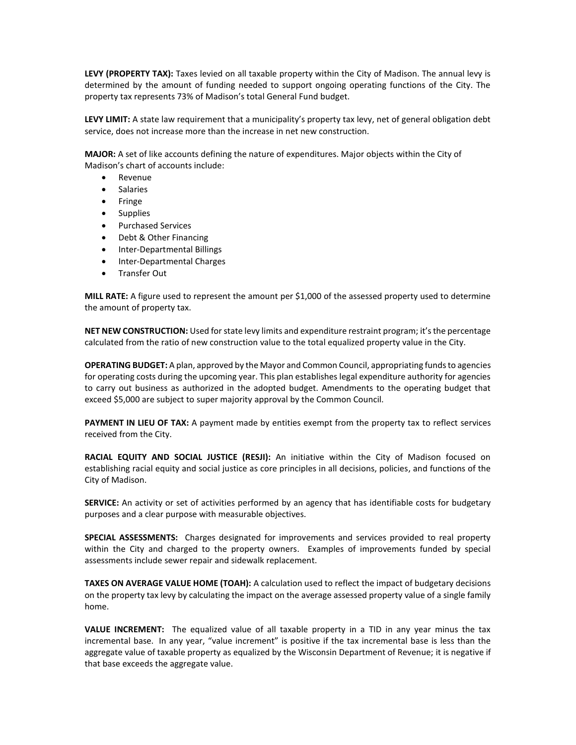**LEVY (PROPERTY TAX):** Taxes levied on all taxable property within the City of Madison. The annual levy is determined by the amount of funding needed to support ongoing operating functions of the City. The property tax represents 73% of Madison's total General Fund budget.

**LEVY LIMIT:** A state law requirement that a municipality's property tax levy, net of general obligation debt service, does not increase more than the increase in net new construction.

**MAJOR:** A set of like accounts defining the nature of expenditures. Major objects within the City of Madison's chart of accounts include:

- Revenue
- Salaries
- Fringe
- Supplies
- Purchased Services
- Debt & Other Financing
- Inter-Departmental Billings
- Inter-Departmental Charges
- Transfer Out

**MILL RATE:** A figure used to represent the amount per $1,000 of the assessed property used to determine the amount of property tax.

**NET NEW CONSTRUCTION:** Used for state levy limits and expenditure restraint program; it's the percentage calculated from the ratio of new construction value to the total equalized property value in the City.

**OPERATING BUDGET:** A plan, approved by the Mayor and Common Council, appropriating funds to agencies for operating costs during the upcoming year. This plan establishes legal expenditure authority for agencies to carry out business as authorized in the adopted budget. Amendments to the operating budget that exceed $5,000 are subject to super majority approval by the Common Council.

**PAYMENT IN LIEU OF TAX:** A payment made by entities exempt from the property tax to reflect services received from the City.

**RACIAL EQUITY AND SOCIAL JUSTICE (RESJI):** An initiative within the City of Madison focused on establishing racial equity and social justice as core principles in all decisions, policies, and functions of the City of Madison.

**SERVICE:** An activity or set of activities performed by an agency that has identifiable costs for budgetary purposes and a clear purpose with measurable objectives.

**SPECIAL ASSESSMENTS:** Charges designated for improvements and services provided to real property within the City and charged to the property owners. Examples of improvements funded by special assessments include sewer repair and sidewalk replacement.

**TAXES ON AVERAGE VALUE HOME (TOAH):** A calculation used to reflect the impact of budgetary decisions on the property tax levy by calculating the impact on the average assessed property value of a single family home.

**VALUE INCREMENT:** The equalized value of all taxable property in a TID in any year minus the tax incremental base. In any year, "value increment" is positive if the tax incremental base is less than the aggregate value of taxable property as equalized by the Wisconsin Department of Revenue; it is negative if that base exceeds the aggregate value.